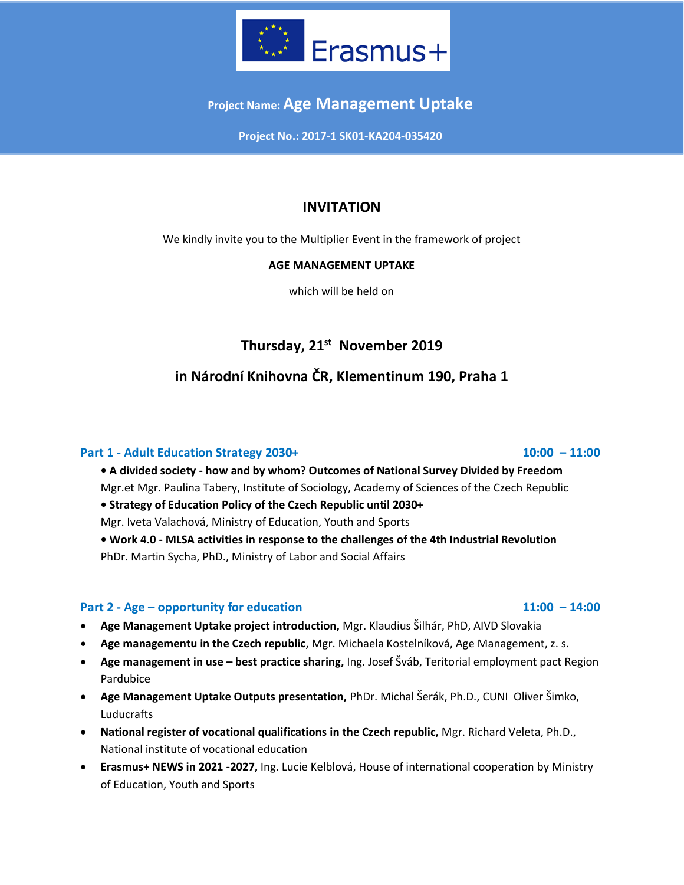Erasmus+

**Project Name: Age Management Uptake**

**Project No.: 2017-1 SK01-KA204-035420**

# INVITATION

We kindly invite you to the Multiplier Event in the framework of project

**AGE MANAGEMENT UPTAKE**

which will be held on

## Thursday, 21st November 2019

## in Národní Knihovna ČR, Klementinum 190, Praha 1

### Part 1 - Adult Education Strategy 2030+ 10:00 – 11:00

**• A divided society - how and by whom? Outcomes of National Survey Divided by Freedom**
Mgr.et Mgr. Paulina Tabery, Institute of Sociology, Academy of Sciences of the Czech Republic

**• Strategy of Education Policy of the Czech Republic until 2030+**
Mgr. Iveta Valachová, Ministry of Education, Youth and Sports

**• Work 4.0 - MLSA activities in response to the challenges of the 4th Industrial Revolution**
PhDr. Martin Sycha, PhD., Ministry of Labor and Social Affairs

### Part 2 - Age – opportunity for education 11:00 – 14:00

- **Age Management Uptake project introduction,** Mgr. Klaudius Šilhár, PhD, AIVD Slovakia
- **Age managementu in the Czech republic**, Mgr. Michaela Kostelníková, Age Management, z. s.
- **Age management in use – best practice sharing,** Ing. Josef Šváb, Teritorial employment pact Region Pardubice
- **Age Management Uptake Outputs presentation,** PhDr. Michal Šerák, Ph.D., CUNI Oliver Šimko, Luducrafts
- **National register of vocational qualifications in the Czech republic,** Mgr. Richard Veleta, Ph.D., National institute of vocational education
- **Erasmus+ NEWS in 2021 -2027,** Ing. Lucie Kelblová, House of international cooperation by Ministry of Education, Youth and Sports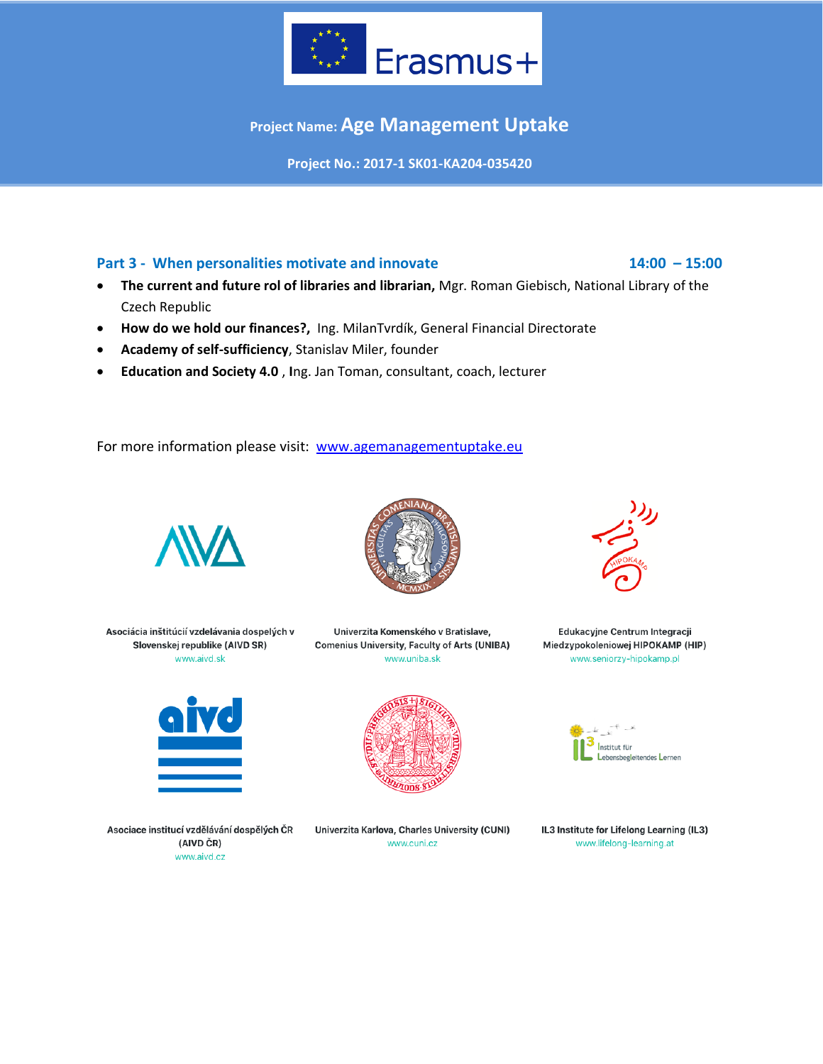Erasmus+

**Project Name: Age Management Uptake**

**Project No.: 2017-1 SK01-KA204-035420**

### Part 3 - When personalities motivate and innovate 14:00 – 15:00

- **The current and future rol of libraries and librarian,** Mgr. Roman Giebisch, National Library of the Czech Republic
- **How do we hold our finances?,** Ing. MilanTvrdík, General Financial Directorate
- **Academy of self-sufficiency**, Stanislav Miler, founder
- **Education and Society 4.0** , **I**ng. Jan Toman, consultant, coach, lecturer

For more information please visit: www.agemanagementuptake.eu

Asociácia inštitúcií vzdelávania dospelých v Slovenskej republike (AIVD SR)
www.aivd.sk

Univerzita Komenského v Bratislave, Comenius University, Faculty of Arts (UNIBA)
www.uniba.sk

Edukacyjne Centrum Integracji Miedzypokoleniowej HIPOKAMP (HIP)
www.seniorzy-hipokamp.pl

Asociace institucí vzdělávání dospělých ČR (AIVD ČR)
www.aivd.cz

Univerzita Karlova, Charles University (CUNI)
www.cuni.cz

IL3 Institute for Lifelong Learning (IL3)
www.lifelong-learning.at